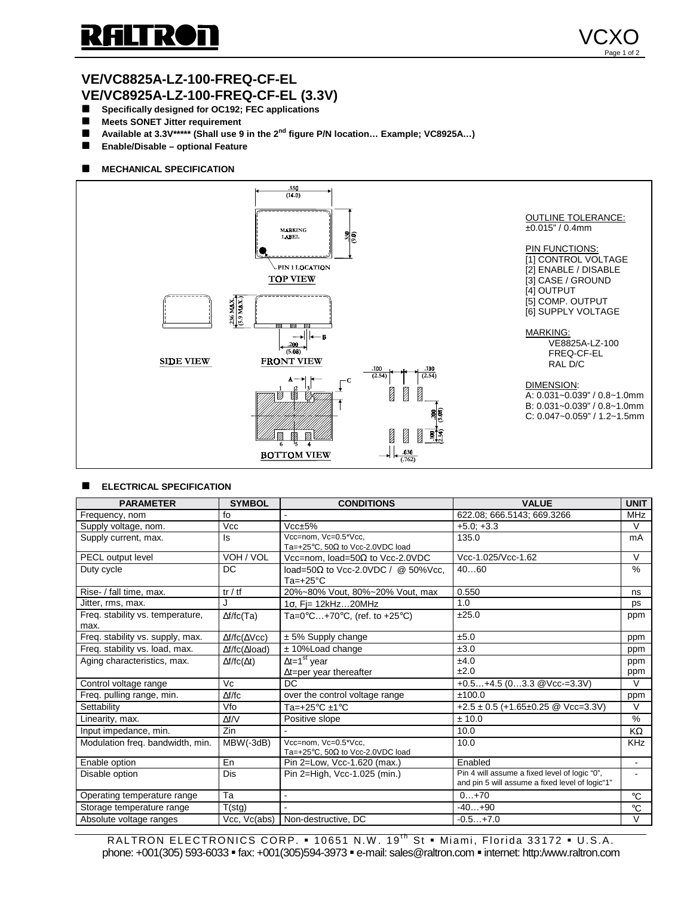# VE/VC8825A-LZ-100-FREQ-CF-EL
# VE/VC8925A-LZ-100-FREQ-CF-EL (3.3V)

- **Specifically designed for OC192; FEC applications**
- **Meets SONET Jitter requirement**
- **Available at 3.3V\*\*\*\*\* (Shall use 9 in the 2nd figure P/N location… Example; VC8925A…)**
- **Enable/Disable – optional Feature**

## MECHANICAL SPECIFICATION

.550 (14.0)

MARKING LABEL

.350 (9.0)

PIN 1 LOCATION

TOP VIEW

.236 MAX. (5.9 MAX.)

.200 (5.08)

SIDE VIEW

FRONT VIEW

BOTTOM VIEW

.100 (2.54) .100 (2.54)

.200 (5.08)

.100 (2.54)

.030 (.762)

OUTLINE TOLERANCE:
±0.015" / 0.4mm

PIN FUNCTIONS:
[1] CONTROL VOLTAGE
[2] ENABLE / DISABLE
[3] CASE / GROUND
[4] OUTPUT
[5] COMP. OUTPUT
[6] SUPPLY VOLTAGE

MARKING:
VE8825A-LZ-100
FREQ-CF-EL
RAL D/C

DIMENSION:
A: 0.031~0.039" / 0.8~1.0mm
B: 0.031~0.039" / 0.8~1.0mm
C: 0.047~0.059" / 1.2~1.5mm

## ELECTRICAL SPECIFICATION

| PARAMETER | SYMBOL | CONDITIONS | VALUE | UNIT |
|---|---|---|---|---|
| Frequency, nom | fo | - | 622.08; 666.5143; 669.3266 | MHz |
| Supply voltage, nom. | Vcc | Vcc±5% | +5.0; +3.3 | V |
| Supply current, max. | Is | Vcc=nom, Vc=0.5\*Vcc, Ta=+25°C, 50Ω to Vcc-2.0VDC load | 135.0 | mA |
| PECL output level | VOH / VOL | Vcc=nom, load=50Ω to Vcc-2.0VDC | Vcc-1.025/Vcc-1.62 | V |
| Duty cycle | DC | load=50Ω to Vcc-2.0VDC / @ 50%Vcc, Ta=+25°C | 40…60 | % |
| Rise- / fall time, max. | tr / tf | 20%~80% Vout, 80%~20% Vout, max | 0.550 | ns |
| Jitter, rms, max. | J | 1σ, Fj= 12kHz…20MHz | 1.0 | ps |
| Freq. stability vs. temperature, max. | Δf/fc(Ta) | Ta=0°C…+70°C, (ref. to +25°C) | ±25.0 | ppm |
| Freq. stability vs. supply, max. | Δf/fc(ΔVcc) | ± 5% Supply change | ±5.0 | ppm |
| Freq. stability vs. load, max. | Δf/fc(Δload) | ± 10%Load change | ±3.0 | ppm |
| Aging characteristics, max. | Δf/fc(Δt) | Δt=1st year<br>Δt=per year thereafter | ±4.0<br>±2.0 | ppm<br>ppm |
| Control voltage range | Vc | DC | +0.5…+4.5 (0…3.3 @Vcc-=3.3V) | V |
| Freq. pulling range, min. | Δf/fc | over the control voltage range | ±100.0 | ppm |
| Settability | Vfo | Ta=+25°C ±1°C | +2.5 ± 0.5 (+1.65±0.25 @ Vcc=3.3V) | V |
| Linearity, max. | Δf/V | Positive slope | ± 10.0 | % |
| Input impedance, min. | Zin | - | 10.0 | KΩ |
| Modulation freq. bandwidth, min. | MBW(-3dB) | Vcc=nom, Vc=0.5\*Vcc, Ta=+25°C, 50Ω to Vcc-2.0VDC load | 10.0 | KHz |
| Enable option | En | Pin 2=Low, Vcc-1.620 (max.) | Enabled | - |
| Disable option | Dis | Pin 2=High, Vcc-1.025 (min.) | Pin 4 will assume a fixed level of logic "0", and pin 5 will assume a fixed level of logic"1" | - |
| Operating temperature range | Ta | - | 0…+70 | °C |
| Storage temperature range | T(stg) | - | -40…+90 | °C |
| Absolute voltage ranges | Vcc, Vc(abs) | Non-destructive, DC | -0.5…+7.0 | V |

RALTRON ELECTRONICS CORP. ▪ 10651 N.W. 19th St ▪ Miami, Florida 33172 ▪ U.S.A.
phone: +001(305) 593-6033 ▪ fax: +001(305)594-3973 ▪ e-mail: sales@raltron.com ▪ internet: http:/www.raltron.com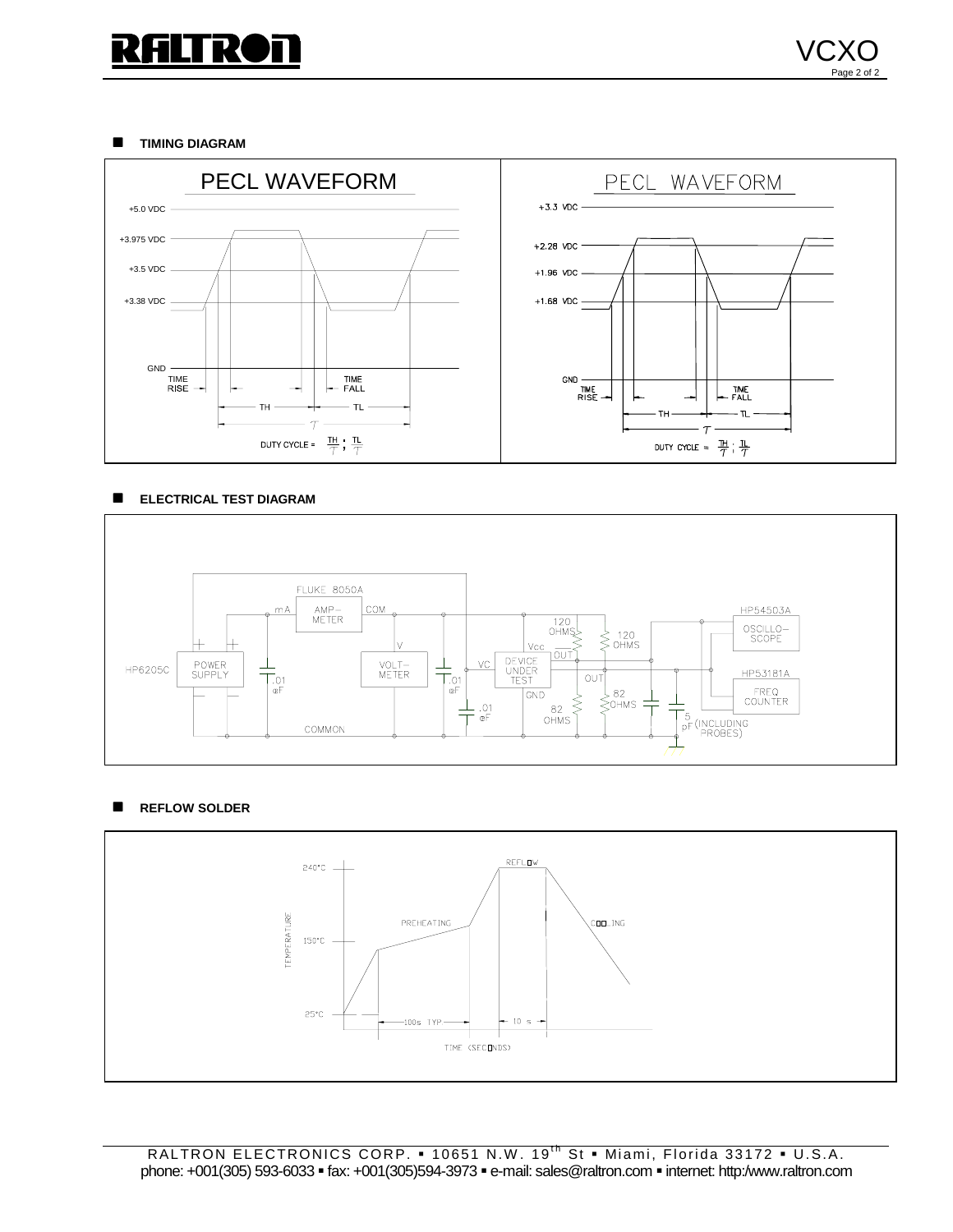## TIMING DIAGRAM

PECL WAVEFORM

+5.0 VDC
+3.975 VDC
+3.5 VDC
+3.38 VDC
GND
TIME RISE
TIME FALL
TH
TL
$\tau$
DUTY CYCLE = $\frac{TH}{\tau}$ ; $\frac{TL}{\tau}$

PECL WAVEFORM

+3.3 VDC
+2.28 VDC
+1.96 VDC
+1.68 VDC
GND
TIME RISE
TIME FALL
TH
TL
$\tau$
DUTY CYCLE = $\frac{TH}{\tau}$ ; $\frac{TL}{\tau}$

## ELECTRICAL TEST DIAGRAM

FLUKE 8050A
mA
AMP-METER
COM
V
HP6205C
POWER SUPPLY
.01 uF
VOLT-METER
.01 uF
VC
DEVICE UNDER TEST
Vcc
OUT
OUT
GND
.01 uF
120 OHMS
120 OHMS
82 OHMS
82 OHMS
5 pF (INCLUDING PROBES)
HP54503A
OSCILLO-SCOPE
HP53181A
FREQ COUNTER
COMMON

## REFLOW SOLDER

240°C
150°C
25°C
TEMPERATURE
PREHEATING
REFLOW
COOLING
100s TYP.
10 s
TIME (SECONDS)

RALTRON ELECTRONICS CORP. ▪ 10651 N.W. 19th St ▪ Miami, Florida 33172 ▪ U.S.A.
phone: +001(305) 593-6033 ▪ fax: +001(305)594-3973 ▪ e-mail: sales@raltron.com ▪ internet: http:/www.raltron.com